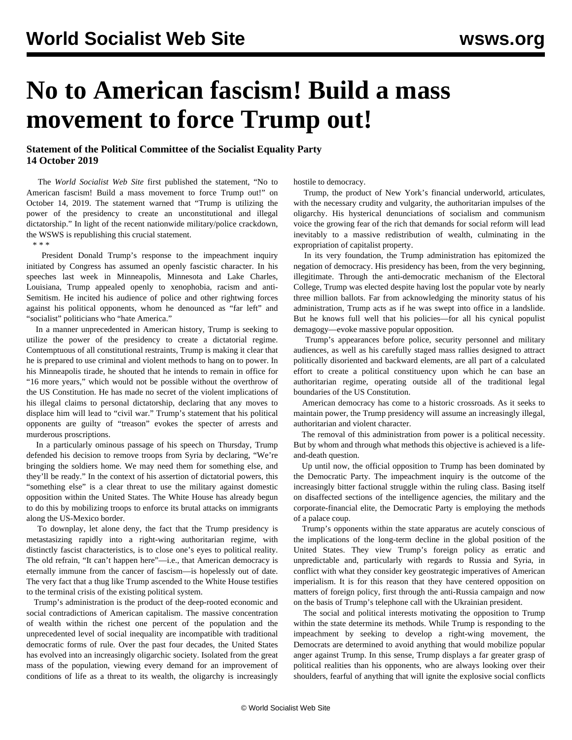# No to American fascism! Build a mass movement to force Trump out!

**Statement of the Political Committee of the Socialist Equality Party**
**14 October 2019**

The *World Socialist Web Site* first published the statement, "No to American fascism! Build a mass movement to force Trump out!" on October 14, 2019. The statement warned that "Trump is utilizing the power of the presidency to create an unconstitutional and illegal dictatorship." In light of the recent nationwide military/police crackdown, the WSWS is republishing this crucial statement.

\* \* \*

President Donald Trump's response to the impeachment inquiry initiated by Congress has assumed an openly fascistic character. In his speeches last week in Minneapolis, Minnesota and Lake Charles, Louisiana, Trump appealed openly to xenophobia, racism and anti-Semitism. He incited his audience of police and other rightwing forces against his political opponents, whom he denounced as "far left" and "socialist" politicians who "hate America."

In a manner unprecedented in American history, Trump is seeking to utilize the power of the presidency to create a dictatorial regime. Contemptuous of all constitutional restraints, Trump is making it clear that he is prepared to use criminal and violent methods to hang on to power. In his Minneapolis tirade, he shouted that he intends to remain in office for "16 more years," which would not be possible without the overthrow of the US Constitution. He has made no secret of the violent implications of his illegal claims to personal dictatorship, declaring that any moves to displace him will lead to "civil war." Trump's statement that his political opponents are guilty of "treason" evokes the specter of arrests and murderous proscriptions.

In a particularly ominous passage of his speech on Thursday, Trump defended his decision to remove troops from Syria by declaring, "We're bringing the soldiers home. We may need them for something else, and they'll be ready." In the context of his assertion of dictatorial powers, this "something else" is a clear threat to use the military against domestic opposition within the United States. The White House has already begun to do this by mobilizing troops to enforce its brutal attacks on immigrants along the US-Mexico border.

To downplay, let alone deny, the fact that the Trump presidency is metastasizing rapidly into a right-wing authoritarian regime, with distinctly fascist characteristics, is to close one's eyes to political reality. The old refrain, "It can't happen here"—i.e., that American democracy is eternally immune from the cancer of fascism—is hopelessly out of date. The very fact that a thug like Trump ascended to the White House testifies to the terminal crisis of the existing political system.

Trump's administration is the product of the deep-rooted economic and social contradictions of American capitalism. The massive concentration of wealth within the richest one percent of the population and the unprecedented level of social inequality are incompatible with traditional democratic forms of rule. Over the past four decades, the United States has evolved into an increasingly oligarchic society. Isolated from the great mass of the population, viewing every demand for an improvement of conditions of life as a threat to its wealth, the oligarchy is increasingly hostile to democracy.

Trump, the product of New York's financial underworld, articulates, with the necessary crudity and vulgarity, the authoritarian impulses of the oligarchy. His hysterical denunciations of socialism and communism voice the growing fear of the rich that demands for social reform will lead inevitably to a massive redistribution of wealth, culminating in the expropriation of capitalist property.

In its very foundation, the Trump administration has epitomized the negation of democracy. His presidency has been, from the very beginning, illegitimate. Through the anti-democratic mechanism of the Electoral College, Trump was elected despite having lost the popular vote by nearly three million ballots. Far from acknowledging the minority status of his administration, Trump acts as if he was swept into office in a landslide. But he knows full well that his policies—for all his cynical populist demagogy—evoke massive popular opposition.

Trump's appearances before police, security personnel and military audiences, as well as his carefully staged mass rallies designed to attract politically disoriented and backward elements, are all part of a calculated effort to create a political constituency upon which he can base an authoritarian regime, operating outside all of the traditional legal boundaries of the US Constitution.

American democracy has come to a historic crossroads. As it seeks to maintain power, the Trump presidency will assume an increasingly illegal, authoritarian and violent character.

The removal of this administration from power is a political necessity. But by whom and through what methods this objective is achieved is a life-and-death question.

Up until now, the official opposition to Trump has been dominated by the Democratic Party. The impeachment inquiry is the outcome of the increasingly bitter factional struggle within the ruling class. Basing itself on disaffected sections of the intelligence agencies, the military and the corporate-financial elite, the Democratic Party is employing the methods of a palace coup.

Trump's opponents within the state apparatus are acutely conscious of the implications of the long-term decline in the global position of the United States. They view Trump's foreign policy as erratic and unpredictable and, particularly with regards to Russia and Syria, in conflict with what they consider key geostrategic imperatives of American imperialism. It is for this reason that they have centered opposition on matters of foreign policy, first through the anti-Russia campaign and now on the basis of Trump's telephone call with the Ukrainian president.

The social and political interests motivating the opposition to Trump within the state determine its methods. While Trump is responding to the impeachment by seeking to develop a right-wing movement, the Democrats are determined to avoid anything that would mobilize popular anger against Trump. In this sense, Trump displays a far greater grasp of political realities than his opponents, who are always looking over their shoulders, fearful of anything that will ignite the explosive social conflicts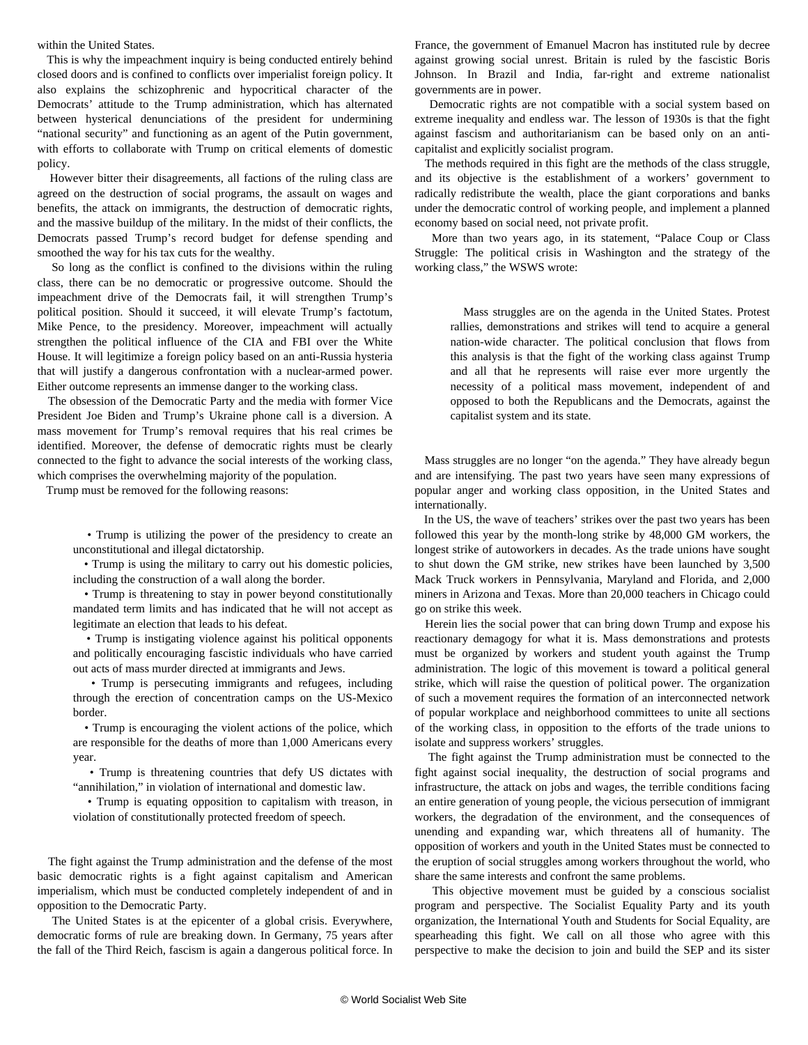within the United States.

This is why the impeachment inquiry is being conducted entirely behind closed doors and is confined to conflicts over imperialist foreign policy. It also explains the schizophrenic and hypocritical character of the Democrats' attitude to the Trump administration, which has alternated between hysterical denunciations of the president for undermining "national security" and functioning as an agent of the Putin government, with efforts to collaborate with Trump on critical elements of domestic policy.

However bitter their disagreements, all factions of the ruling class are agreed on the destruction of social programs, the assault on wages and benefits, the attack on immigrants, the destruction of democratic rights, and the massive buildup of the military. In the midst of their conflicts, the Democrats passed Trump's record budget for defense spending and smoothed the way for his tax cuts for the wealthy.

So long as the conflict is confined to the divisions within the ruling class, there can be no democratic or progressive outcome. Should the impeachment drive of the Democrats fail, it will strengthen Trump's political position. Should it succeed, it will elevate Trump's factotum, Mike Pence, to the presidency. Moreover, impeachment will actually strengthen the political influence of the CIA and FBI over the White House. It will legitimize a foreign policy based on an anti-Russia hysteria that will justify a dangerous confrontation with a nuclear-armed power. Either outcome represents an immense danger to the working class.

The obsession of the Democratic Party and the media with former Vice President Joe Biden and Trump's Ukraine phone call is a diversion. A mass movement for Trump's removal requires that his real crimes be identified. Moreover, the defense of democratic rights must be clearly connected to the fight to advance the social interests of the working class, which comprises the overwhelming majority of the population.

Trump must be removed for the following reasons:

- Trump is utilizing the power of the presidency to create an unconstitutional and illegal dictatorship.
- Trump is using the military to carry out his domestic policies, including the construction of a wall along the border.
- Trump is threatening to stay in power beyond constitutionally mandated term limits and has indicated that he will not accept as legitimate an election that leads to his defeat.
- Trump is instigating violence against his political opponents and politically encouraging fascistic individuals who have carried out acts of mass murder directed at immigrants and Jews.
- Trump is persecuting immigrants and refugees, including through the erection of concentration camps on the US-Mexico border.
- Trump is encouraging the violent actions of the police, which are responsible for the deaths of more than 1,000 Americans every year.
- Trump is threatening countries that defy US dictates with "annihilation," in violation of international and domestic law.
- Trump is equating opposition to capitalism with treason, in violation of constitutionally protected freedom of speech.

The fight against the Trump administration and the defense of the most basic democratic rights is a fight against capitalism and American imperialism, which must be conducted completely independent of and in opposition to the Democratic Party.

The United States is at the epicenter of a global crisis. Everywhere, democratic forms of rule are breaking down. In Germany, 75 years after the fall of the Third Reich, fascism is again a dangerous political force. In France, the government of Emanuel Macron has instituted rule by decree against growing social unrest. Britain is ruled by the fascistic Boris Johnson. In Brazil and India, far-right and extreme nationalist governments are in power.

Democratic rights are not compatible with a social system based on extreme inequality and endless war. The lesson of 1930s is that the fight against fascism and authoritarianism can be based only on an anti-capitalist and explicitly socialist program.

The methods required in this fight are the methods of the class struggle, and its objective is the establishment of a workers' government to radically redistribute the wealth, place the giant corporations and banks under the democratic control of working people, and implement a planned economy based on social need, not private profit.

More than two years ago, in its statement, "Palace Coup or Class Struggle: The political crisis in Washington and the strategy of the working class," the WSWS wrote:

> Mass struggles are on the agenda in the United States. Protest rallies, demonstrations and strikes will tend to acquire a general nation-wide character. The political conclusion that flows from this analysis is that the fight of the working class against Trump and all that he represents will raise ever more urgently the necessity of a political mass movement, independent of and opposed to both the Republicans and the Democrats, against the capitalist system and its state.

Mass struggles are no longer "on the agenda." They have already begun and are intensifying. The past two years have seen many expressions of popular anger and working class opposition, in the United States and internationally.

In the US, the wave of teachers' strikes over the past two years has been followed this year by the month-long strike by 48,000 GM workers, the longest strike of autoworkers in decades. As the trade unions have sought to shut down the GM strike, new strikes have been launched by 3,500 Mack Truck workers in Pennsylvania, Maryland and Florida, and 2,000 miners in Arizona and Texas. More than 20,000 teachers in Chicago could go on strike this week.

Herein lies the social power that can bring down Trump and expose his reactionary demagogy for what it is. Mass demonstrations and protests must be organized by workers and student youth against the Trump administration. The logic of this movement is toward a political general strike, which will raise the question of political power. The organization of such a movement requires the formation of an interconnected network of popular workplace and neighborhood committees to unite all sections of the working class, in opposition to the efforts of the trade unions to isolate and suppress workers' struggles.

The fight against the Trump administration must be connected to the fight against social inequality, the destruction of social programs and infrastructure, the attack on jobs and wages, the terrible conditions facing an entire generation of young people, the vicious persecution of immigrant workers, the degradation of the environment, and the consequences of unending and expanding war, which threatens all of humanity. The opposition of workers and youth in the United States must be connected to the eruption of social struggles among workers throughout the world, who share the same interests and confront the same problems.

This objective movement must be guided by a conscious socialist program and perspective. The Socialist Equality Party and its youth organization, the International Youth and Students for Social Equality, are spearheading this fight. We call on all those who agree with this perspective to make the decision to join and build the SEP and its sister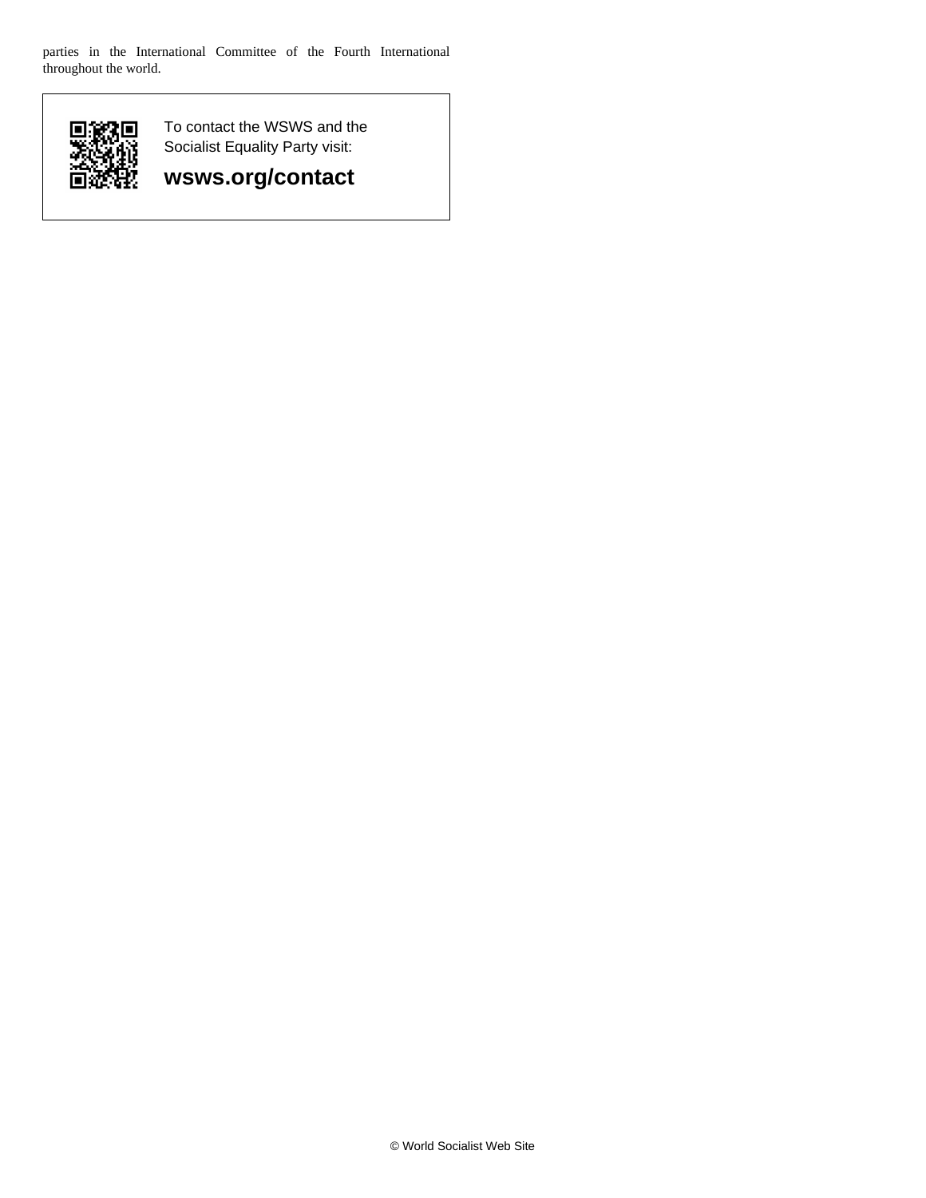parties in the International Committee of the Fourth International throughout the world.

To contact the WSWS and the Socialist Equality Party visit:

**wsws.org/contact**